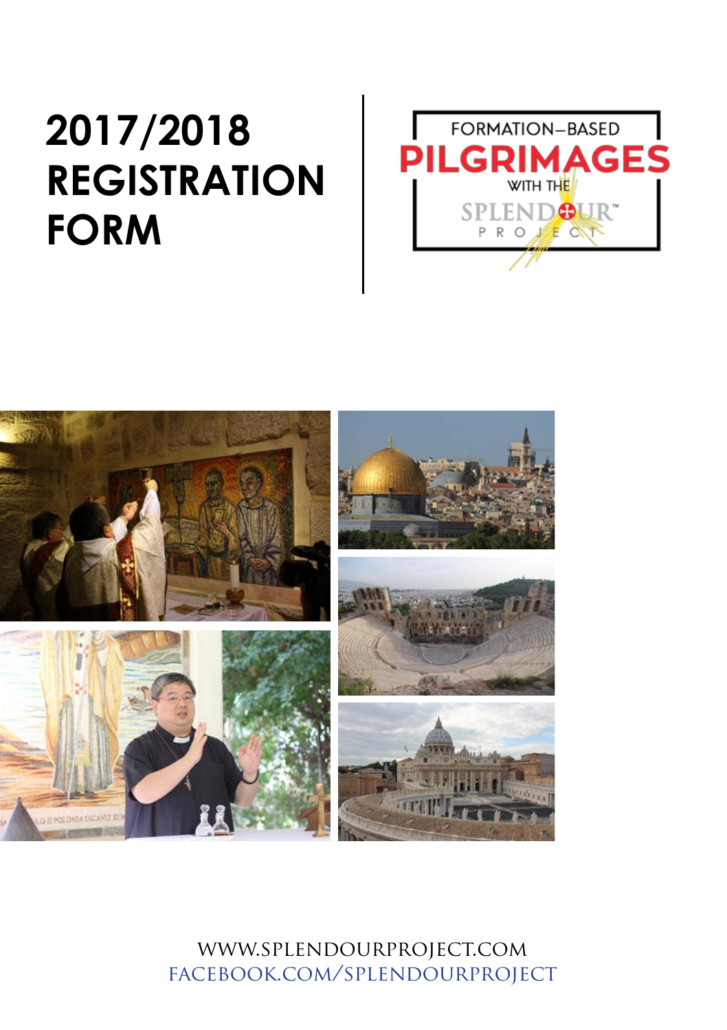# 2017/2018 REGISTRATION FORM

FORMATION–BASED

**PILGRIMAGES**

WITH THE

SPLENDOUR™ PROJECT

WWW.SPLENDOURPROJECT.COM
FACEBOOK.COM/SPLENDOURPROJECT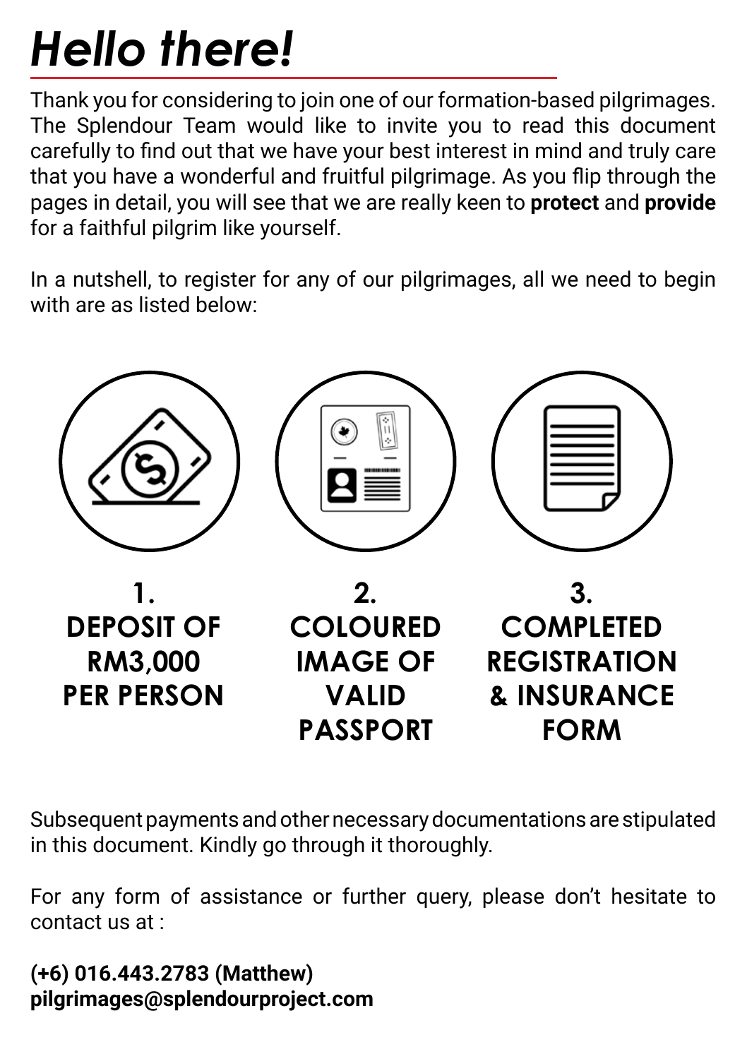# *Hello there!*

Thank you for considering to join one of our formation-based pilgrimages. The Splendour Team would like to invite you to read this document carefully to find out that we have your best interest in mind and truly care that you have a wonderful and fruitful pilgrimage. As you flip through the pages in detail, you will see that we are really keen to **protect** and **provide** for a faithful pilgrim like yourself.

In a nutshell, to register for any of our pilgrimages, all we need to begin with are as listed below:

1. **DEPOSIT OF RM3,000 PER PERSON**
2. **COLOURED IMAGE OF VALID PASSPORT**
3. **COMPLETED REGISTRATION & INSURANCE FORM**

Subsequent payments and other necessary documentations are stipulated in this document. Kindly go through it thoroughly.

For any form of assistance or further query, please don't hesitate to contact us at :

**(+6) 016.443.2783 (Matthew)**
**pilgrimages@splendourproject.com**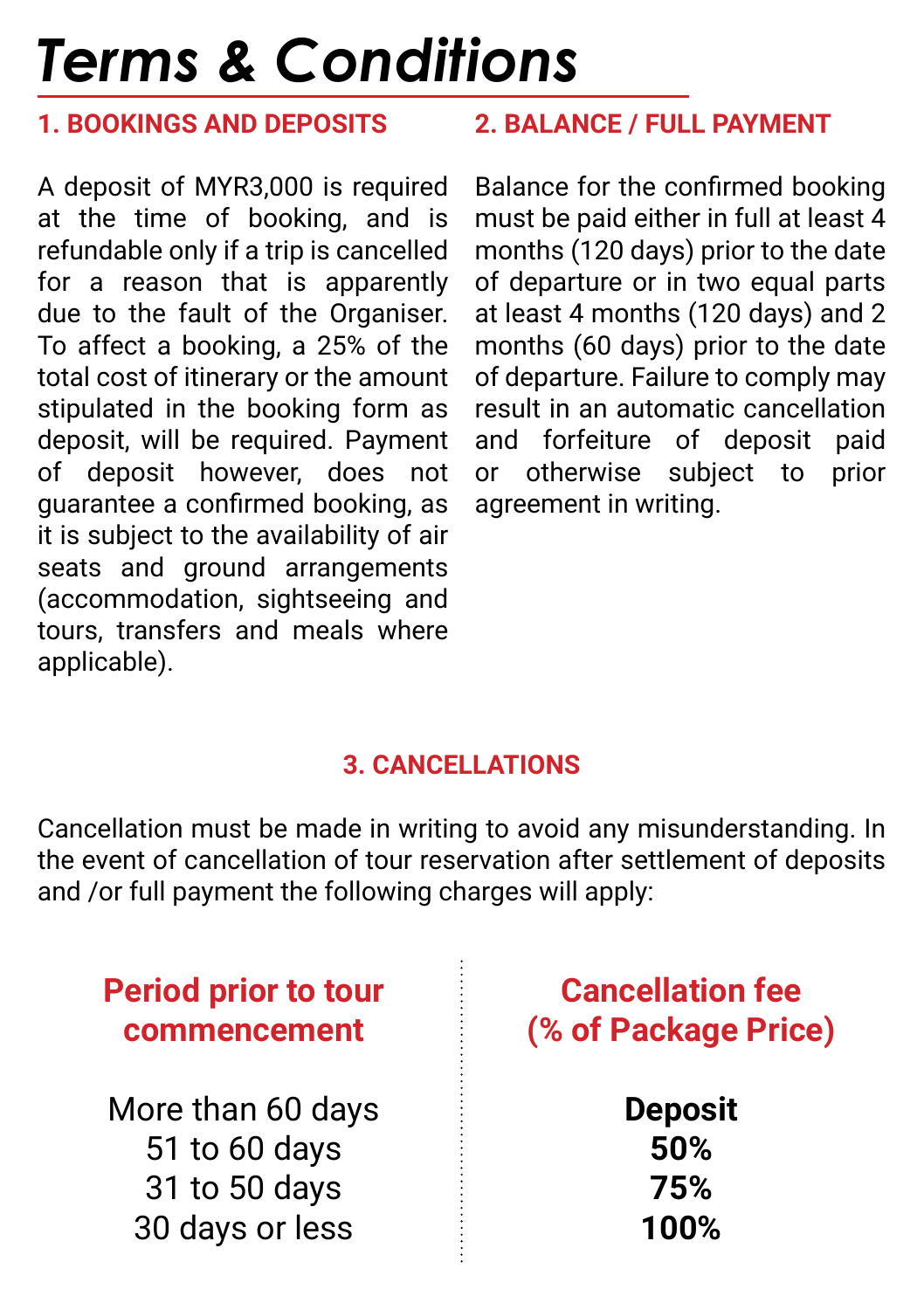# *Terms & Conditions*

## 1. BOOKINGS AND DEPOSITS

A deposit of MYR3,000 is required at the time of booking, and is refundable only if a trip is cancelled for a reason that is apparently due to the fault of the Organiser. To affect a booking, a 25% of the total cost of itinerary or the amount stipulated in the booking form as deposit, will be required. Payment of deposit however, does not guarantee a confirmed booking, as it is subject to the availability of air seats and ground arrangements (accommodation, sightseeing and tours, transfers and meals where applicable).

## 2. BALANCE / FULL PAYMENT

Balance for the confirmed booking must be paid either in full at least 4 months (120 days) prior to the date of departure or in two equal parts at least 4 months (120 days) and 2 months (60 days) prior to the date of departure. Failure to comply may result in an automatic cancellation and forfeiture of deposit paid or otherwise subject to prior agreement in writing.

## 3. CANCELLATIONS

Cancellation must be made in writing to avoid any misunderstanding. In the event of cancellation of tour reservation after settlement of deposits and /or full payment the following charges will apply:

| Period prior to tour commencement | Cancellation fee (% of Package Price) |
|---|---|
| More than 60 days | **Deposit** |
| 51 to 60 days | **50%** |
| 31 to 50 days | **75%** |
| 30 days or less | **100%** |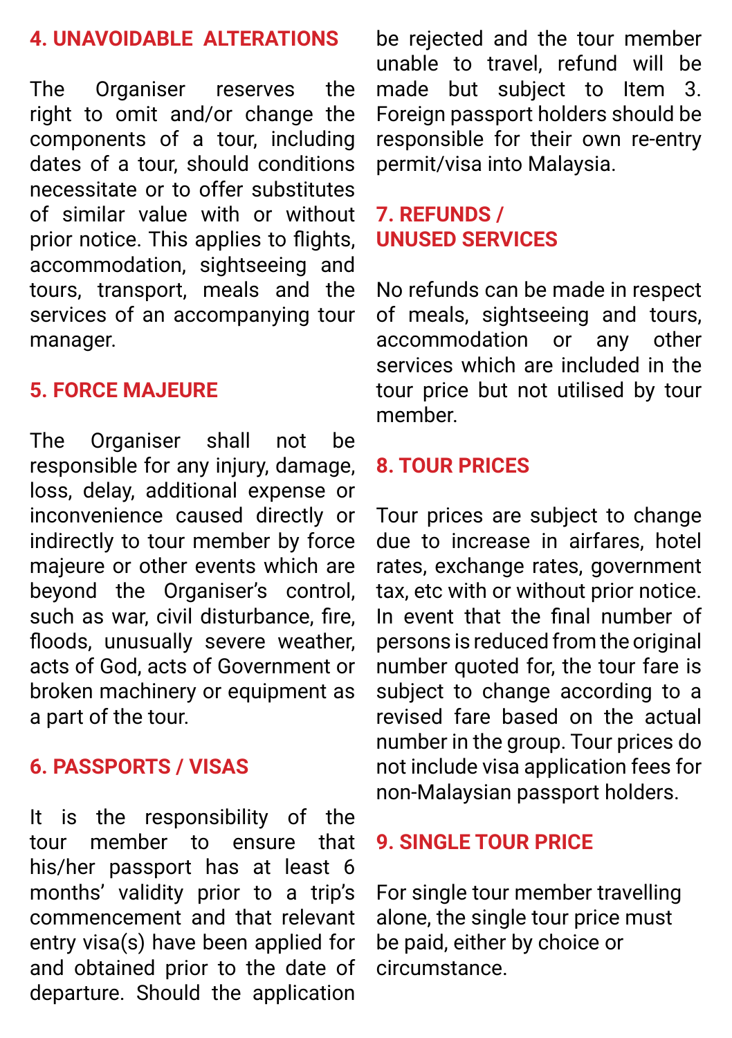## 4. UNAVOIDABLE ALTERATIONS

The Organiser reserves the right to omit and/or change the components of a tour, including dates of a tour, should conditions necessitate or to offer substitutes of similar value with or without prior notice. This applies to flights, accommodation, sightseeing and tours, transport, meals and the services of an accompanying tour manager.

## 5. FORCE MAJEURE

The Organiser shall not be responsible for any injury, damage, loss, delay, additional expense or inconvenience caused directly or indirectly to tour member by force majeure or other events which are beyond the Organiser's control, such as war, civil disturbance, fire, floods, unusually severe weather, acts of God, acts of Government or broken machinery or equipment as a part of the tour.

## 6. PASSPORTS / VISAS

It is the responsibility of the tour member to ensure that his/her passport has at least 6 months' validity prior to a trip's commencement and that relevant entry visa(s) have been applied for and obtained prior to the date of departure. Should the application be rejected and the tour member unable to travel, refund will be made but subject to Item 3. Foreign passport holders should be responsible for their own re-entry permit/visa into Malaysia.

## 7. REFUNDS / UNUSED SERVICES

No refunds can be made in respect of meals, sightseeing and tours, accommodation or any other services which are included in the tour price but not utilised by tour member.

## 8. TOUR PRICES

Tour prices are subject to change due to increase in airfares, hotel rates, exchange rates, government tax, etc with or without prior notice. In event that the final number of persons is reduced from the original number quoted for, the tour fare is subject to change according to a revised fare based on the actual number in the group. Tour prices do not include visa application fees for non-Malaysian passport holders.

## 9. SINGLE TOUR PRICE

For single tour member travelling alone, the single tour price must be paid, either by choice or circumstance.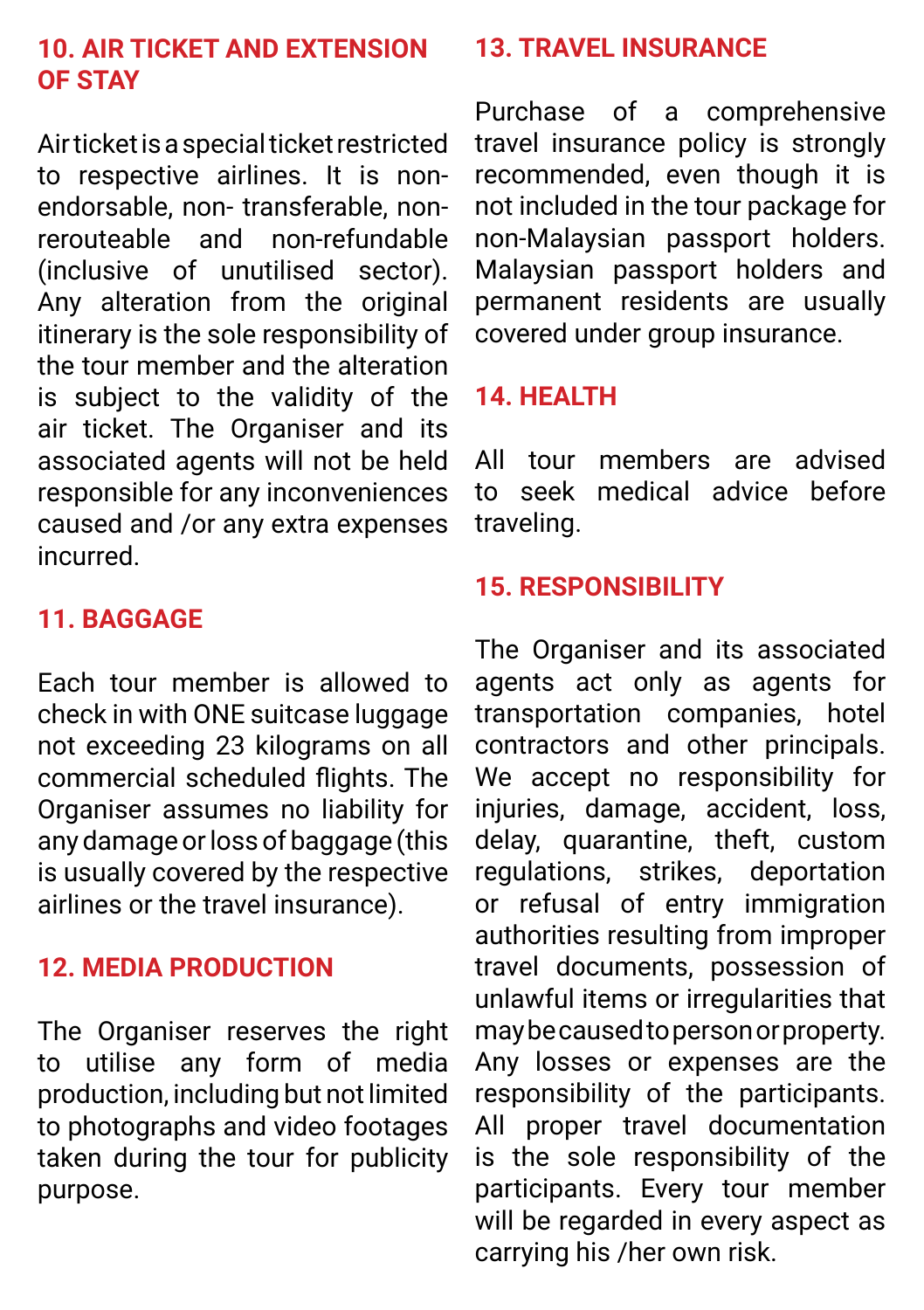## 10. AIR TICKET AND EXTENSION OF STAY

Air ticket is a special ticket restricted to respective airlines. It is non-endorsable, non- transferable, non-rerouteable and non-refundable (inclusive of unutilised sector). Any alteration from the original itinerary is the sole responsibility of the tour member and the alteration is subject to the validity of the air ticket. The Organiser and its associated agents will not be held responsible for any inconveniences caused and /or any extra expenses incurred.

## 11. BAGGAGE

Each tour member is allowed to check in with ONE suitcase luggage not exceeding 23 kilograms on all commercial scheduled flights. The Organiser assumes no liability for any damage or loss of baggage (this is usually covered by the respective airlines or the travel insurance).

## 12. MEDIA PRODUCTION

The Organiser reserves the right to utilise any form of media production, including but not limited to photographs and video footages taken during the tour for publicity purpose.

## 13. TRAVEL INSURANCE

Purchase of a comprehensive travel insurance policy is strongly recommended, even though it is not included in the tour package for non-Malaysian passport holders. Malaysian passport holders and permanent residents are usually covered under group insurance.

## 14. HEALTH

All tour members are advised to seek medical advice before traveling.

## 15. RESPONSIBILITY

The Organiser and its associated agents act only as agents for transportation companies, hotel contractors and other principals. We accept no responsibility for injuries, damage, accident, loss, delay, quarantine, theft, custom regulations, strikes, deportation or refusal of entry immigration authorities resulting from improper travel documents, possession of unlawful items or irregularities that may be caused to person or property. Any losses or expenses are the responsibility of the participants. All proper travel documentation is the sole responsibility of the participants. Every tour member will be regarded in every aspect as carrying his /her own risk.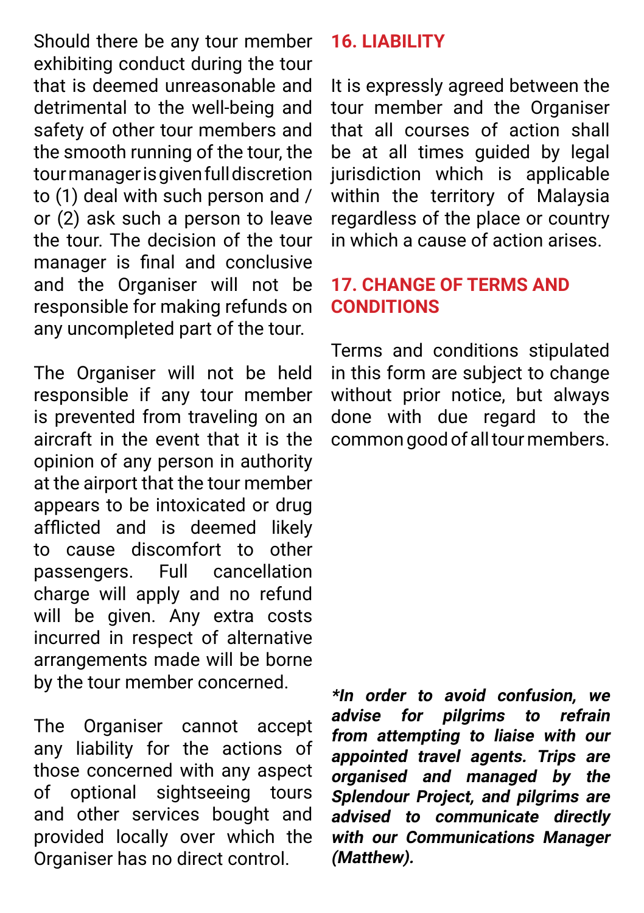Should there be any tour member exhibiting conduct during the tour that is deemed unreasonable and detrimental to the well-being and safety of other tour members and the smooth running of the tour, the tour manager is given full discretion to (1) deal with such person and / or (2) ask such a person to leave the tour. The decision of the tour manager is final and conclusive and the Organiser will not be responsible for making refunds on any uncompleted part of the tour.

The Organiser will not be held responsible if any tour member is prevented from traveling on an aircraft in the event that it is the opinion of any person in authority at the airport that the tour member appears to be intoxicated or drug afflicted and is deemed likely to cause discomfort to other passengers. Full cancellation charge will apply and no refund will be given. Any extra costs incurred in respect of alternative arrangements made will be borne by the tour member concerned.

The Organiser cannot accept any liability for the actions of those concerned with any aspect of optional sightseeing tours and other services bought and provided locally over which the Organiser has no direct control.

## 16. LIABILITY

It is expressly agreed between the tour member and the Organiser that all courses of action shall be at all times guided by legal jurisdiction which is applicable within the territory of Malaysia regardless of the place or country in which a cause of action arises.

## 17. CHANGE OF TERMS AND CONDITIONS

Terms and conditions stipulated in this form are subject to change without prior notice, but always done with due regard to the common good of all tour members.

***In order to avoid confusion, we advise for pilgrims to refrain from attempting to liaise with our appointed travel agents. Trips are organised and managed by the Splendour Project, and pilgrims are advised to communicate directly with our Communications Manager (Matthew).***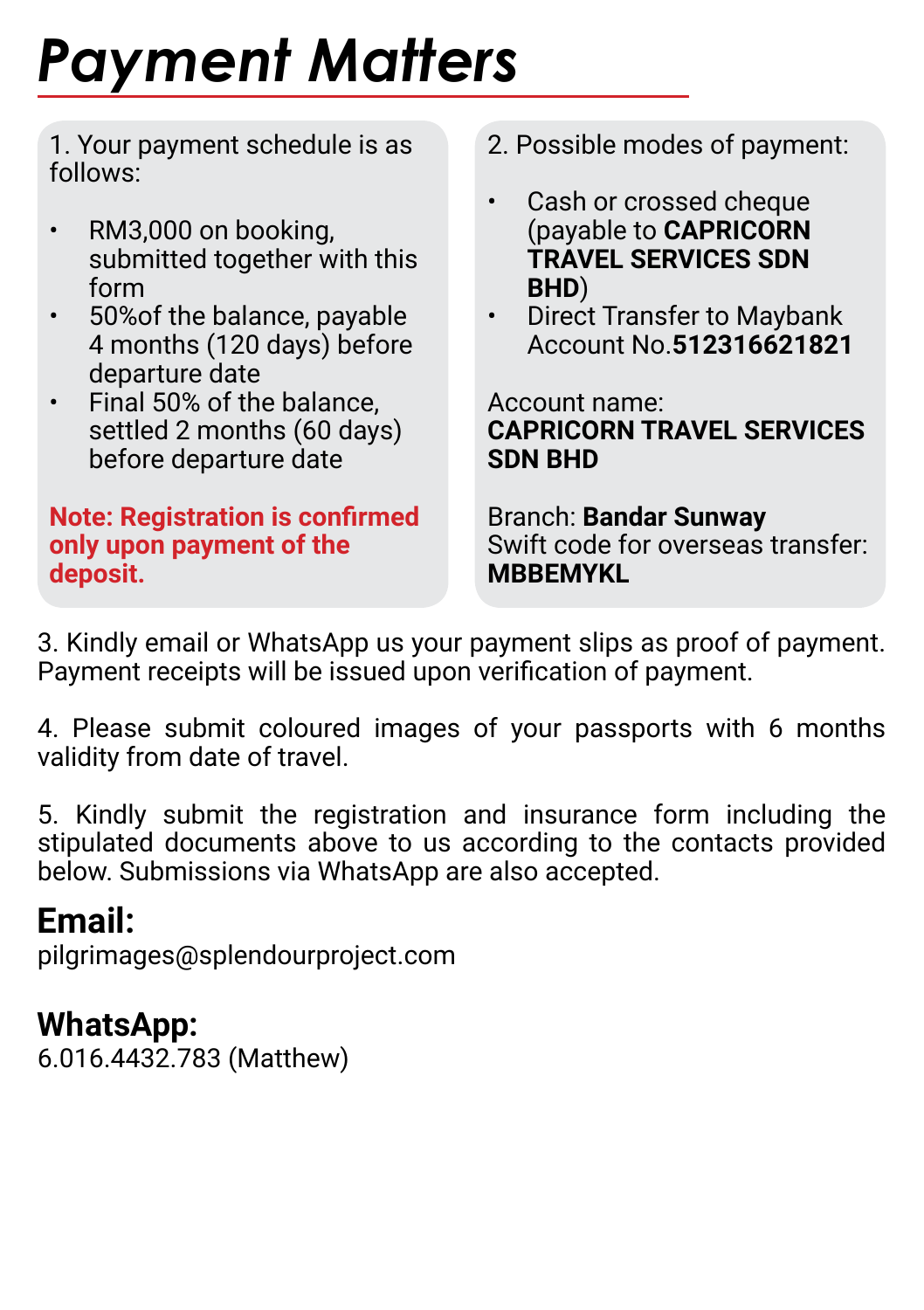# *Payment Matters*

1. Your payment schedule is as follows:

- RM3,000 on booking, submitted together with this form
- 50%of the balance, payable 4 months (120 days) before departure date
- Final 50% of the balance, settled 2 months (60 days) before departure date

**Note: Registration is confirmed only upon payment of the deposit.**

2. Possible modes of payment:

- Cash or crossed cheque (payable to **CAPRICORN TRAVEL SERVICES SDN BHD**)
- Direct Transfer to Maybank Account No.**512316621821**

Account name: **CAPRICORN TRAVEL SERVICES SDN BHD**

Branch: **Bandar Sunway**
Swift code for overseas transfer: **MBBEMYKL**

3. Kindly email or WhatsApp us your payment slips as proof of payment. Payment receipts will be issued upon verification of payment.

4. Please submit coloured images of your passports with 6 months validity from date of travel.

5. Kindly submit the registration and insurance form including the stipulated documents above to us according to the contacts provided below. Submissions via WhatsApp are also accepted.

## Email:

pilgrimages@splendourproject.com

## WhatsApp:

6.016.4432.783 (Matthew)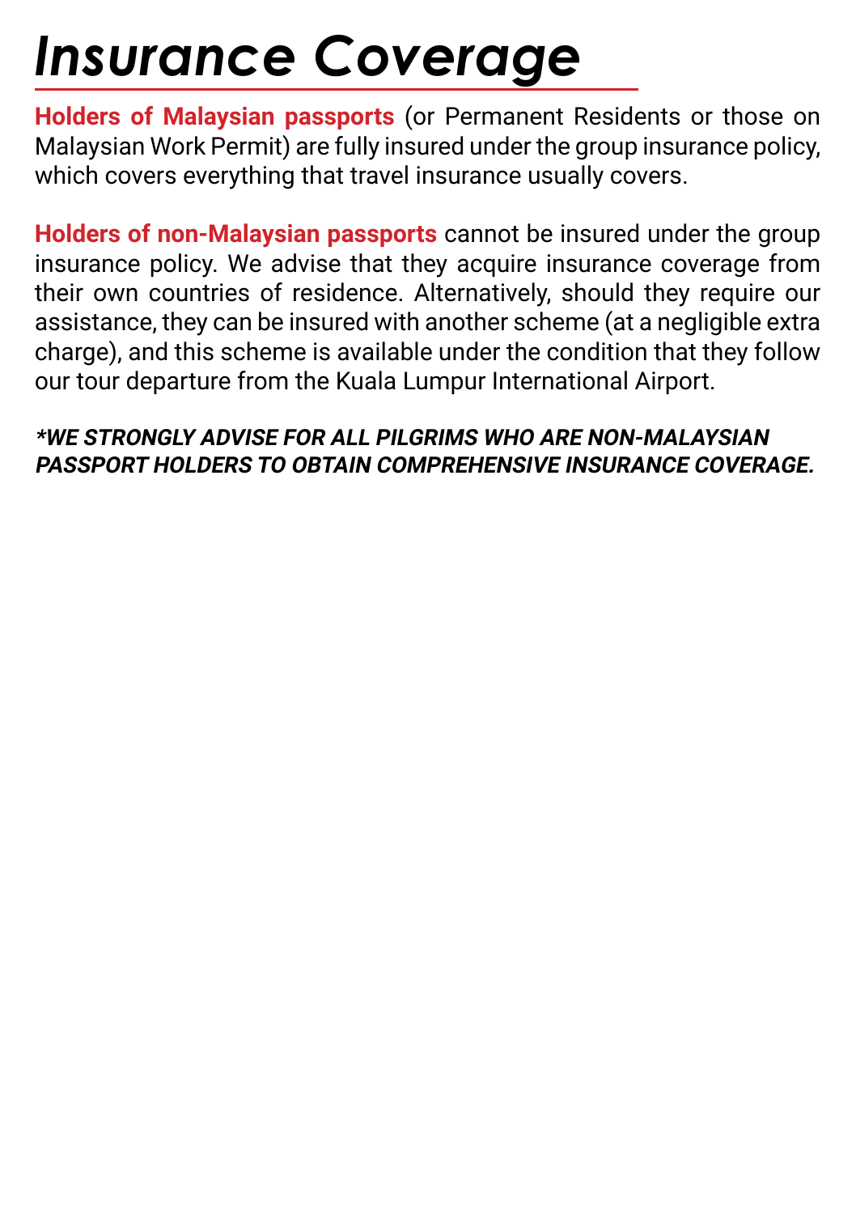# *Insurance Coverage*

**Holders of Malaysian passports** (or Permanent Residents or those on Malaysian Work Permit) are fully insured under the group insurance policy, which covers everything that travel insurance usually covers.

**Holders of non-Malaysian passports** cannot be insured under the group insurance policy. We advise that they acquire insurance coverage from their own countries of residence. Alternatively, should they require our assistance, they can be insured with another scheme (at a negligible extra charge), and this scheme is available under the condition that they follow our tour departure from the Kuala Lumpur International Airport.

***WE STRONGLY ADVISE FOR ALL PILGRIMS WHO ARE NON-MALAYSIAN PASSPORT HOLDERS TO OBTAIN COMPREHENSIVE INSURANCE COVERAGE.***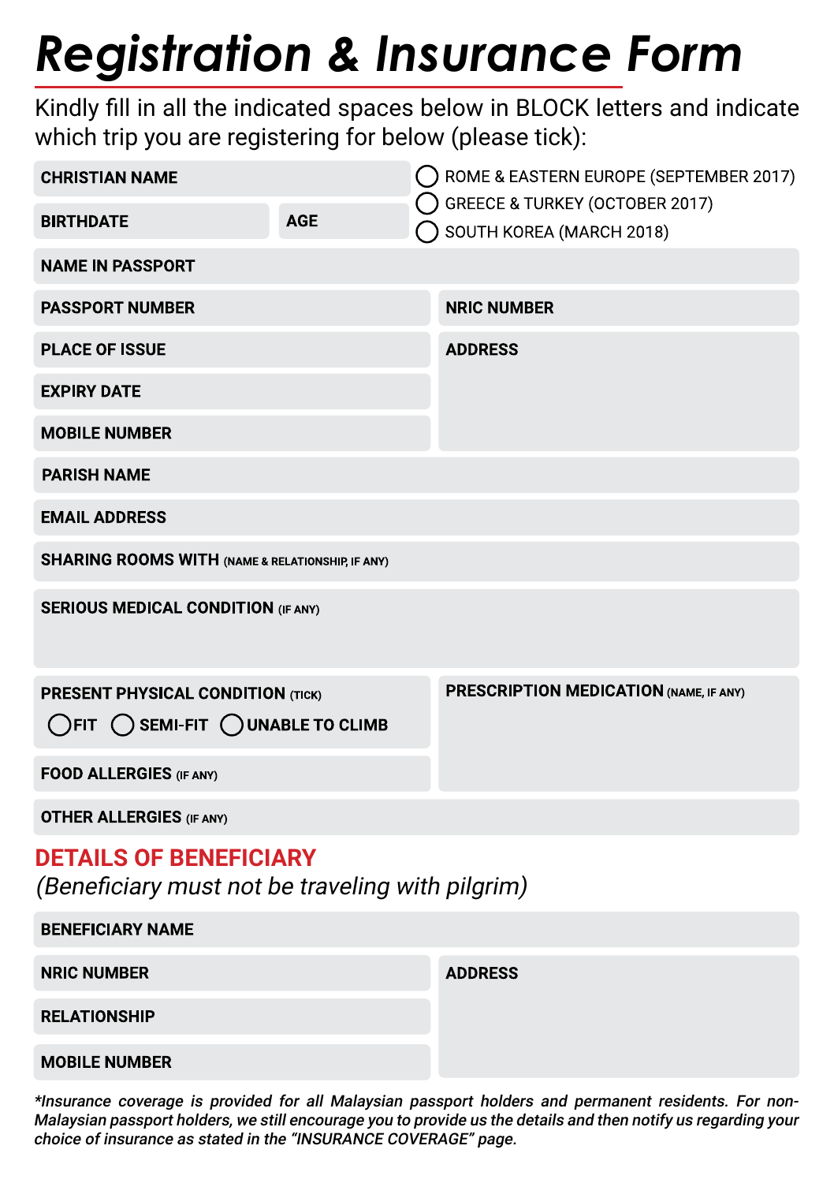# *Registration & Insurance Form*

Kindly fill in all the indicated spaces below in BLOCK letters and indicate which trip you are registering for below (please tick):

- ◯ ROME & EASTERN EUROPE (SEPTEMBER 2017)
- ◯ GREECE & TURKEY (OCTOBER 2017)
- ◯ SOUTH KOREA (MARCH 2018)

**CHRISTIAN NAME**

**BIRTHDATE**

**AGE**

**NAME IN PASSPORT**

**PASSPORT NUMBER**

**NRIC NUMBER**

**PLACE OF ISSUE**

**ADDRESS**

**EXPIRY DATE**

**MOBILE NUMBER**

**PARISH NAME**

**EMAIL ADDRESS**

**SHARING ROOMS WITH** (NAME & RELATIONSHIP, IF ANY)

**SERIOUS MEDICAL CONDITION** (IF ANY)

**PRESENT PHYSICAL CONDITION** (TICK)

◯ FIT ◯ SEMI-FIT ◯ UNABLE TO CLIMB

**PRESCRIPTION MEDICATION** (NAME, IF ANY)

**FOOD ALLERGIES** (IF ANY)

**OTHER ALLERGIES** (IF ANY)

## DETAILS OF BENEFICIARY

*(Beneficiary must not be traveling with pilgrim)*

**BENEFICIARY NAME**

**NRIC NUMBER**

**ADDRESS**

**RELATIONSHIP**

**MOBILE NUMBER**

*\*Insurance coverage is provided for all Malaysian passport holders and permanent residents. For non-Malaysian passport holders, we still encourage you to provide us the details and then notify us regarding your choice of insurance as stated in the "INSURANCE COVERAGE" page.*